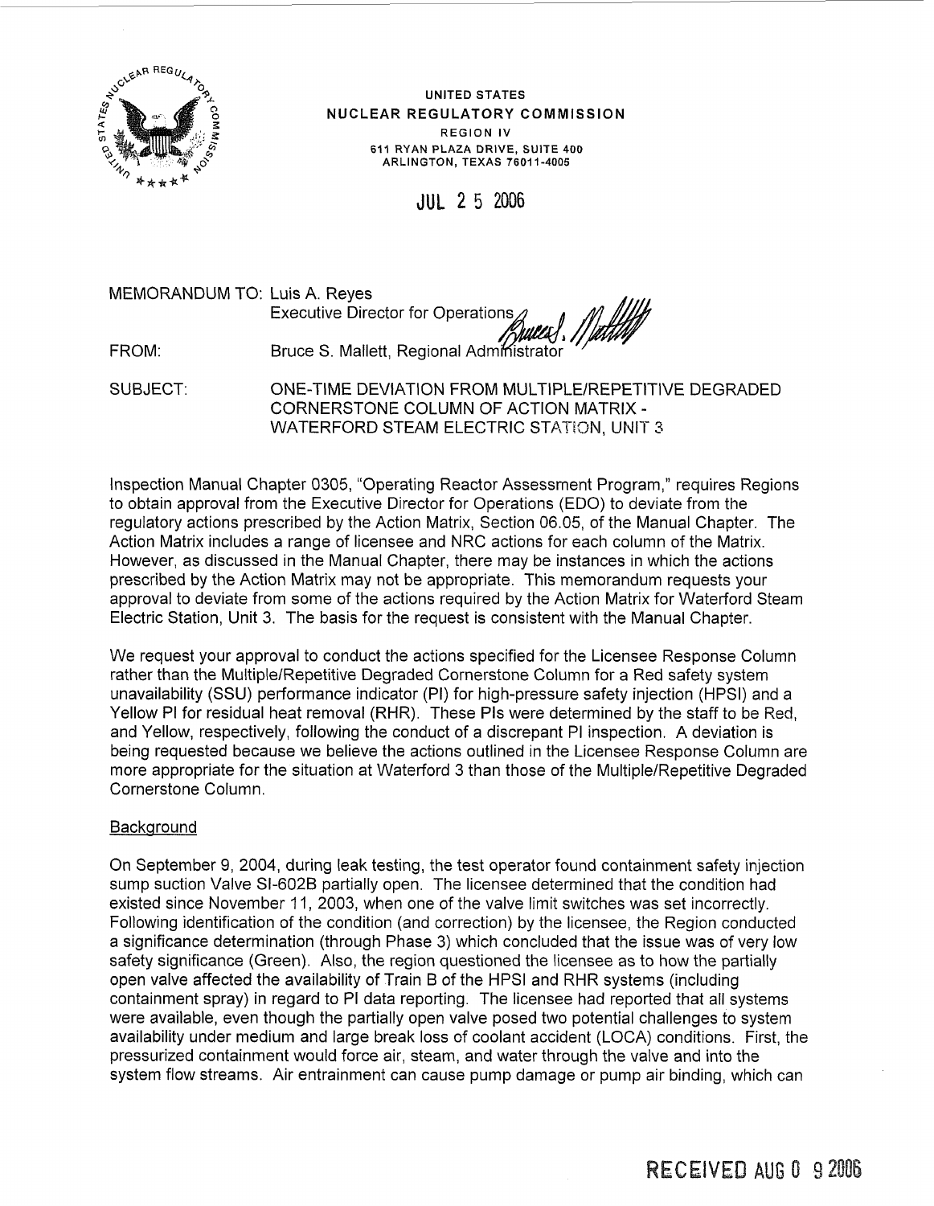UNITED STATES
NUCLEAR REGULATORY COMMISSION
REGION IV
611 RYAN PLAZA DRIVE, SUITE 400
ARLINGTON, TEXAS 76011-4005

JUL 25 2006

MEMORANDUM TO: Luis A. Reyes
Executive Director for Operations

FROM: Bruce S. Mallett, Regional Administrator

SUBJECT: ONE-TIME DEVIATION FROM MULTIPLE/REPETITIVE DEGRADED CORNERSTONE COLUMN OF ACTION MATRIX - WATERFORD STEAM ELECTRIC STATION, UNIT 3

Inspection Manual Chapter 0305, "Operating Reactor Assessment Program," requires Regions to obtain approval from the Executive Director for Operations (EDO) to deviate from the regulatory actions prescribed by the Action Matrix, Section 06.05, of the Manual Chapter. The Action Matrix includes a range of licensee and NRC actions for each column of the Matrix. However, as discussed in the Manual Chapter, there may be instances in which the actions prescribed by the Action Matrix may not be appropriate. This memorandum requests your approval to deviate from some of the actions required by the Action Matrix for Waterford Steam Electric Station, Unit 3. The basis for the request is consistent with the Manual Chapter.

We request your approval to conduct the actions specified for the Licensee Response Column rather than the Multiple/Repetitive Degraded Cornerstone Column for a Red safety system unavailability (SSU) performance indicator (PI) for high-pressure safety injection (HPSI) and a Yellow PI for residual heat removal (RHR). These PIs were determined by the staff to be Red, and Yellow, respectively, following the conduct of a discrepant PI inspection. A deviation is being requested because we believe the actions outlined in the Licensee Response Column are more appropriate for the situation at Waterford 3 than those of the Multiple/Repetitive Degraded Cornerstone Column.

Background

On September 9, 2004, during leak testing, the test operator found containment safety injection sump suction Valve SI-602B partially open. The licensee determined that the condition had existed since November 11, 2003, when one of the valve limit switches was set incorrectly. Following identification of the condition (and correction) by the licensee, the Region conducted a significance determination (through Phase 3) which concluded that the issue was of very low safety significance (Green). Also, the region questioned the licensee as to how the partially open valve affected the availability of Train B of the HPSI and RHR systems (including containment spray) in regard to PI data reporting. The licensee had reported that all systems were available, even though the partially open valve posed two potential challenges to system availability under medium and large break loss of coolant accident (LOCA) conditions. First, the pressurized containment would force air, steam, and water through the valve and into the system flow streams. Air entrainment can cause pump damage or pump air binding, which can

RECEIVED AUG 0 9 2006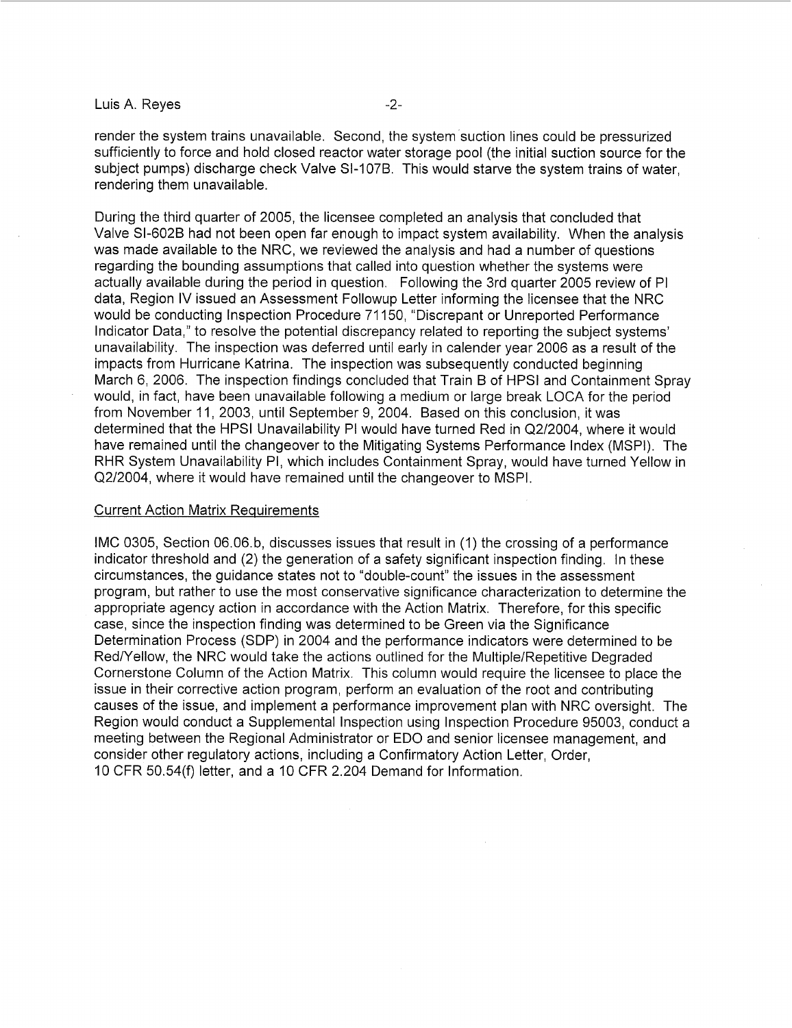render the system trains unavailable. Second, the system suction lines could be pressurized sufficiently to force and hold closed reactor water storage pool (the initial suction source for the subject pumps) discharge check Valve SI-107B. This would starve the system trains of water, rendering them unavailable.

During the third quarter of 2005, the licensee completed an analysis that concluded that Valve SI-602B had not been open far enough to impact system availability. When the analysis was made available to the NRC, we reviewed the analysis and had a number of questions regarding the bounding assumptions that called into question whether the systems were actually available during the period in question. Following the 3rd quarter 2005 review of PI data, Region IV issued an Assessment Followup Letter informing the licensee that the NRC would be conducting Inspection Procedure 71150, "Discrepant or Unreported Performance Indicator Data," to resolve the potential discrepancy related to reporting the subject systems' unavailability. The inspection was deferred until early in calender year 2006 as a result of the impacts from Hurricane Katrina. The inspection was subsequently conducted beginning March 6, 2006. The inspection findings concluded that Train B of HPSI and Containment Spray would, in fact, have been unavailable following a medium or large break LOCA for the period from November 11, 2003, until September 9, 2004. Based on this conclusion, it was determined that the HPSI Unavailability PI would have turned Red in Q2/2004, where it would have remained until the changeover to the Mitigating Systems Performance Index (MSPI). The RHR System Unavailability PI, which includes Containment Spray, would have turned Yellow in Q2/2004, where it would have remained until the changeover to MSPI.

<u>Current Action Matrix Requirements</u>

IMC 0305, Section 06.06.b, discusses issues that result in (1) the crossing of a performance indicator threshold and (2) the generation of a safety significant inspection finding. In these circumstances, the guidance states not to "double-count" the issues in the assessment program, but rather to use the most conservative significance characterization to determine the appropriate agency action in accordance with the Action Matrix. Therefore, for this specific case, since the inspection finding was determined to be Green via the Significance Determination Process (SDP) in 2004 and the performance indicators were determined to be Red/Yellow, the NRC would take the actions outlined for the Multiple/Repetitive Degraded Cornerstone Column of the Action Matrix. This column would require the licensee to place the issue in their corrective action program, perform an evaluation of the root and contributing causes of the issue, and implement a performance improvement plan with NRC oversight. The Region would conduct a Supplemental Inspection using Inspection Procedure 95003, conduct a meeting between the Regional Administrator or EDO and senior licensee management, and consider other regulatory actions, including a Confirmatory Action Letter, Order, 10 CFR 50.54(f) letter, and a 10 CFR 2.204 Demand for Information.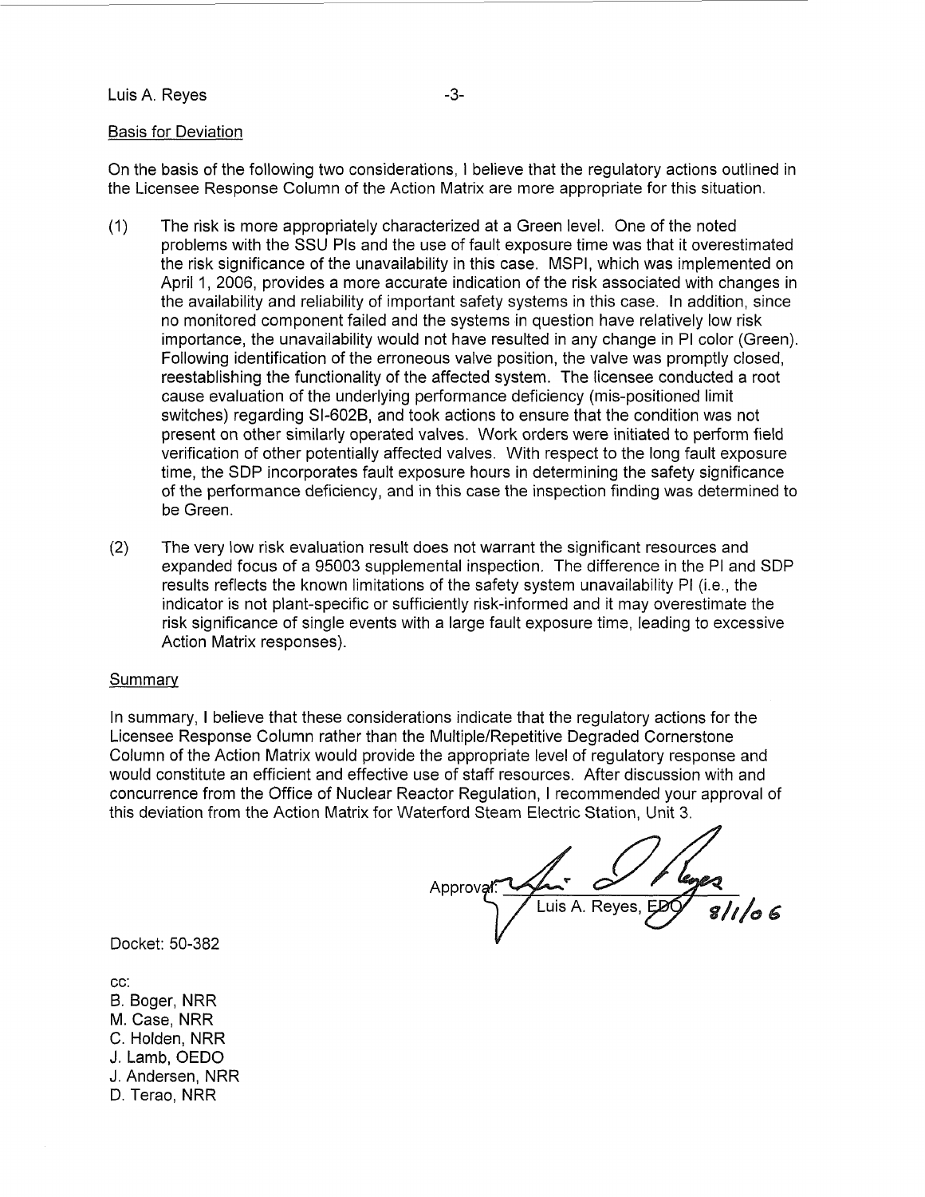Basis for Deviation

On the basis of the following two considerations, I believe that the regulatory actions outlined in the Licensee Response Column of the Action Matrix are more appropriate for this situation.

(1) The risk is more appropriately characterized at a Green level. One of the noted problems with the SSU PIs and the use of fault exposure time was that it overestimated the risk significance of the unavailability in this case. MSPI, which was implemented on April 1, 2006, provides a more accurate indication of the risk associated with changes in the availability and reliability of important safety systems in this case. In addition, since no monitored component failed and the systems in question have relatively low risk importance, the unavailability would not have resulted in any change in PI color (Green). Following identification of the erroneous valve position, the valve was promptly closed, reestablishing the functionality of the affected system. The licensee conducted a root cause evaluation of the underlying performance deficiency (mis-positioned limit switches) regarding SI-602B, and took actions to ensure that the condition was not present on other similarly operated valves. Work orders were initiated to perform field verification of other potentially affected valves. With respect to the long fault exposure time, the SDP incorporates fault exposure hours in determining the safety significance of the performance deficiency, and in this case the inspection finding was determined to be Green.

(2) The very low risk evaluation result does not warrant the significant resources and expanded focus of a 95003 supplemental inspection. The difference in the PI and SDP results reflects the known limitations of the safety system unavailability PI (i.e., the indicator is not plant-specific or sufficiently risk-informed and it may overestimate the risk significance of single events with a large fault exposure time, leading to excessive Action Matrix responses).

Summary

In summary, I believe that these considerations indicate that the regulatory actions for the Licensee Response Column rather than the Multiple/Repetitive Degraded Cornerstone Column of the Action Matrix would provide the appropriate level of regulatory response and would constitute an efficient and effective use of staff resources. After discussion with and concurrence from the Office of Nuclear Reactor Regulation, I recommended your approval of this deviation from the Action Matrix for Waterford Steam Electric Station, Unit 3.

Approval: Luis A. Reyes, EDO 8/1/06

Docket: 50-382

cc:
B. Boger, NRR
M. Case, NRR
C. Holden, NRR
J. Lamb, OEDO
J. Andersen, NRR
D. Terao, NRR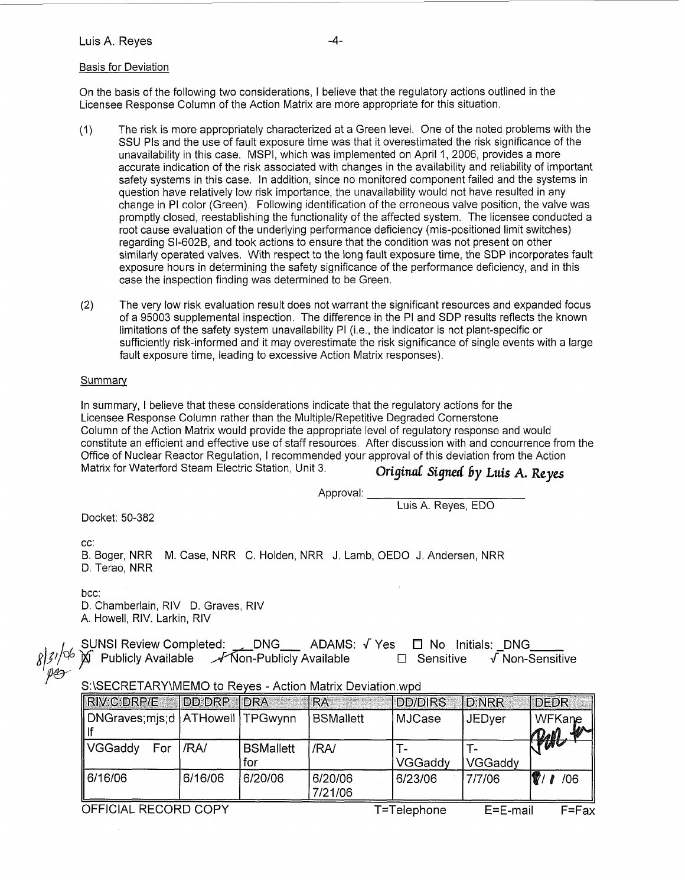Luis A. Reyes

Basis for Deviation

On the basis of the following two considerations, I believe that the regulatory actions outlined in the Licensee Response Column of the Action Matrix are more appropriate for this situation.

(1) The risk is more appropriately characterized at a Green level. One of the noted problems with the SSU PIs and the use of fault exposure time was that it overestimated the risk significance of the unavailability in this case. MSPI, which was implemented on April 1, 2006, provides a more accurate indication of the risk associated with changes in the availability and reliability of important safety systems in this case. In addition, since no monitored component failed and the systems in question have relatively low risk importance, the unavailability would not have resulted in any change in PI color (Green). Following identification of the erroneous valve position, the valve was promptly closed, reestablishing the functionality of the affected system. The licensee conducted a root cause evaluation of the underlying performance deficiency (mis-positioned limit switches) regarding SI-602B, and took actions to ensure that the condition was not present on other similarly operated valves. With respect to the long fault exposure time, the SDP incorporates fault exposure hours in determining the safety significance of the performance deficiency, and in this case the inspection finding was determined to be Green.

(2) The very low risk evaluation result does not warrant the significant resources and expanded focus of a 95003 supplemental inspection. The difference in the PI and SDP results reflects the known limitations of the safety system unavailability PI (i.e., the indicator is not plant-specific or sufficiently risk-informed and it may overestimate the risk significance of single events with a large fault exposure time, leading to excessive Action Matrix responses).

Summary

In summary, I believe that these considerations indicate that the regulatory actions for the Licensee Response Column rather than the Multiple/Repetitive Degraded Cornerstone Column of the Action Matrix would provide the appropriate level of regulatory response and would constitute an efficient and effective use of staff resources. After discussion with and concurrence from the Office of Nuclear Reactor Regulation, I recommended your approval of this deviation from the Action Matrix for Waterford Steam Electric Station, Unit 3.

*Original Signed by Luis A. Reyes*

Approval: \_\_\_\_\_\_\_\_\_\_\_\_\_\_\_\_\_\_\_\_\_\_\_\_\_\_
Luis A. Reyes, EDO

Docket: 50-382

cc:
B. Boger, NRR M. Case, NRR C. Holden, NRR J. Lamb, OEDO J. Andersen, NRR
D. Terao, NRR

bcc:
D. Chamberlain, RIV D. Graves, RIV
A. Howell, RIV. Larkin, RIV

8/31/06 SUNSI Review Completed: \_\_DNG\_\_ ADAMS: √ Yes ☐ No Initials: \_DNG\_\_
☒ Publicly Available √ Non-Publicly Available ☐ Sensitive √ Non-Sensitive

S:\SECRETARY\MEMO to Reyes - Action Matrix Deviation.wpd

| RIV:C:DRP/E | DD:DRP | DRA | RA | DD/DIRS | D:NRR | DEDR |
|---|---|---|---|---|---|---|
| DNGraves;mjs;dlf | ATHowell | TPGwynn | BSMallett | MJCase | JEDyer | WFKane |
| VGGaddy For | /RA/ | BSMallett for | /RA/ | T-VGGaddy | T-VGGaddy | |
| 6/16/06 | 6/16/06 | 6/20/06 | 6/20/06 7/21/06 | 6/23/06 | 7/7/06 | 8/1/06 |

OFFICIAL RECORD COPY T=Telephone E=E-mail F=Fax